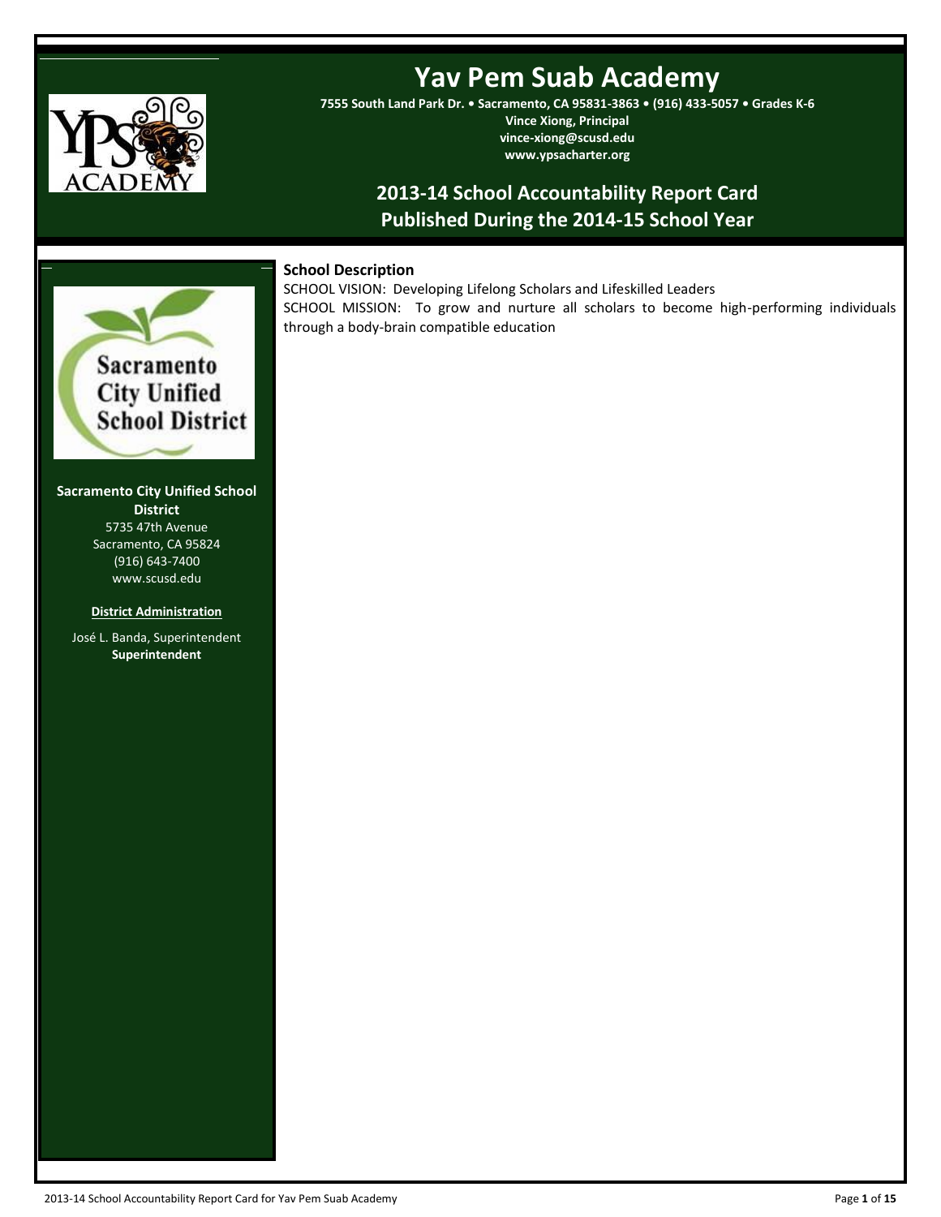# Yav Pem Suab Academy

**7555 South Land Park Dr. • Sacramento, CA 95831-3863 • (916) 433-5057 • Grades K-6**
**Vince Xiong, Principal**
**vince-xiong@scusd.edu**
**www.ypsacharter.org**

## 2013-14 School Accountability Report Card
## Published During the 2014-15 School Year

**Sacramento City Unified School District**
5735 47th Avenue
Sacramento, CA 95824
(916) 643-7400
www.scusd.edu

**District Administration**

José L. Banda, Superintendent
**Superintendent**

### School Description

SCHOOL VISION: Developing Lifelong Scholars and Lifeskilled Leaders
SCHOOL MISSION: To grow and nurture all scholars to become high-performing individuals through a body-brain compatible education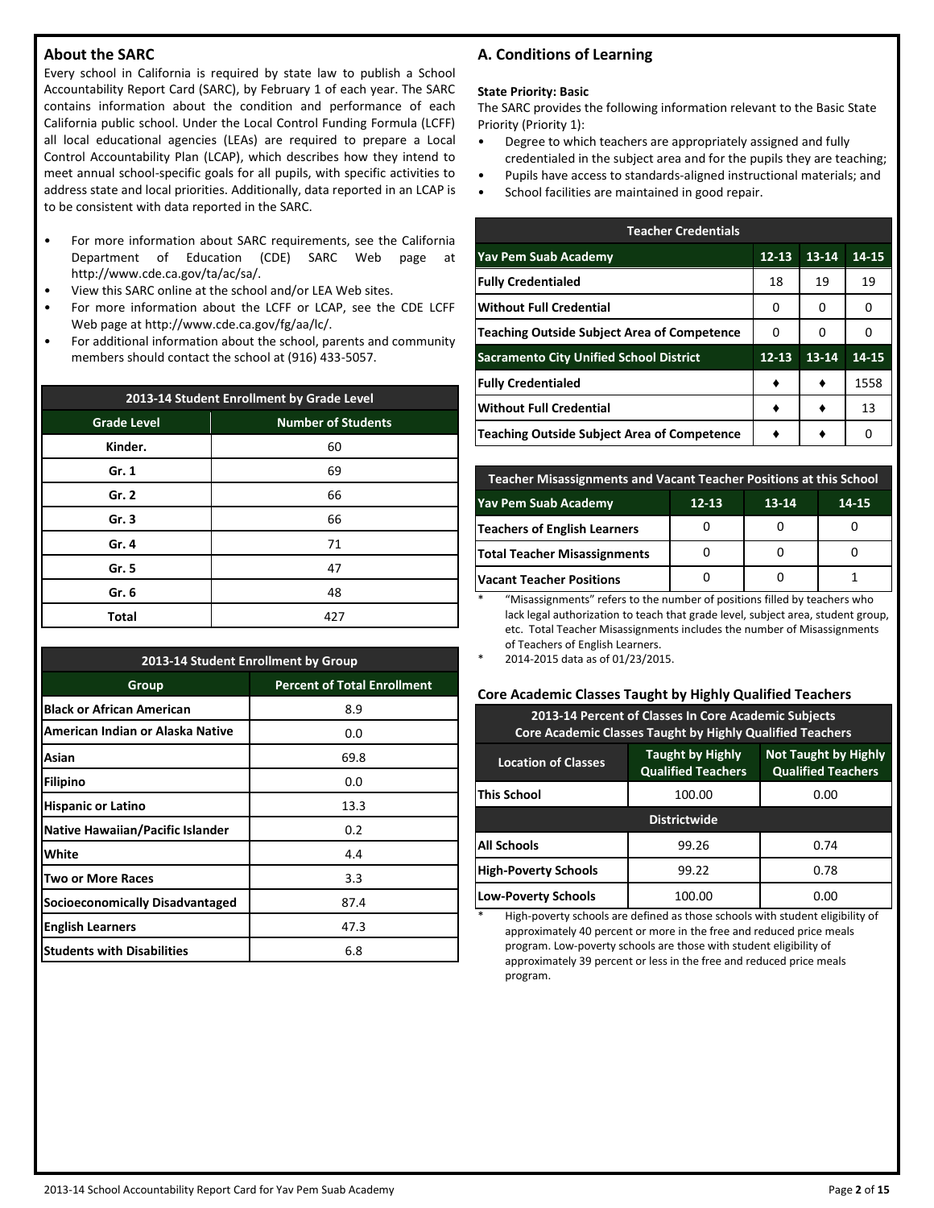## About the SARC

Every school in California is required by state law to publish a School Accountability Report Card (SARC), by February 1 of each year. The SARC contains information about the condition and performance of each California public school. Under the Local Control Funding Formula (LCFF) all local educational agencies (LEAs) are required to prepare a Local Control Accountability Plan (LCAP), which describes how they intend to meet annual school-specific goals for all pupils, with specific activities to address state and local priorities. Additionally, data reported in an LCAP is to be consistent with data reported in the SARC.

- For more information about SARC requirements, see the California Department of Education (CDE) SARC Web page at http://www.cde.ca.gov/ta/ac/sa/.
- View this SARC online at the school and/or LEA Web sites.
- For more information about the LCFF or LCAP, see the CDE LCFF Web page at http://www.cde.ca.gov/fg/aa/lc/.
- For additional information about the school, parents and community members should contact the school at (916) 433-5057.

| 2013-14 Student Enrollment by Grade Level | |
|---|---|
| **Grade Level** | **Number of Students** |
| Kinder. | 60 |
| Gr. 1 | 69 |
| Gr. 2 | 66 |
| Gr. 3 | 66 |
| Gr. 4 | 71 |
| Gr. 5 | 47 |
| Gr. 6 | 48 |
| Total | 427 |

| 2013-14 Student Enrollment by Group | |
|---|---|
| **Group** | **Percent of Total Enrollment** |
| Black or African American | 8.9 |
| American Indian or Alaska Native | 0.0 |
| Asian | 69.8 |
| Filipino | 0.0 |
| Hispanic or Latino | 13.3 |
| Native Hawaiian/Pacific Islander | 0.2 |
| White | 4.4 |
| Two or More Races | 3.3 |
| Socioeconomically Disadvantaged | 87.4 |
| English Learners | 47.3 |
| Students with Disabilities | 6.8 |

## A. Conditions of Learning

**State Priority: Basic**

The SARC provides the following information relevant to the Basic State Priority (Priority 1):

- Degree to which teachers are appropriately assigned and fully credentialed in the subject area and for the pupils they are teaching;
- Pupils have access to standards-aligned instructional materials; and
- School facilities are maintained in good repair.

| Teacher Credentials | | | |
|---|---|---|---|
| **Yav Pem Suab Academy** | **12-13** | **13-14** | **14-15** |
| Fully Credentialed | 18 | 19 | 19 |
| Without Full Credential | 0 | 0 | 0 |
| Teaching Outside Subject Area of Competence | 0 | 0 | 0 |
| **Sacramento City Unified School District** | **12-13** | **13-14** | **14-15** |
| Fully Credentialed | ♦ | ♦ | 1558 |
| Without Full Credential | ♦ | ♦ | 13 |
| Teaching Outside Subject Area of Competence | ♦ | ♦ | 0 |

| Teacher Misassignments and Vacant Teacher Positions at this School | | | |
|---|---|---|---|
| **Yav Pem Suab Academy** | **12-13** | **13-14** | **14-15** |
| Teachers of English Learners | 0 | 0 | 0 |
| Total Teacher Misassignments | 0 | 0 | 0 |
| Vacant Teacher Positions | 0 | 0 | 1 |

\* "Misassignments" refers to the number of positions filled by teachers who lack legal authorization to teach that grade level, subject area, student group, etc. Total Teacher Misassignments includes the number of Misassignments of Teachers of English Learners.

\* 2014-2015 data as of 01/23/2015.

### Core Academic Classes Taught by Highly Qualified Teachers

| 2013-14 Percent of Classes In Core Academic Subjects Core Academic Classes Taught by Highly Qualified Teachers | | |
|---|---|---|
| **Location of Classes** | **Taught by Highly Qualified Teachers** | **Not Taught by Highly Qualified Teachers** |
| This School | 100.00 | 0.00 |
| **Districtwide** | | |
| All Schools | 99.26 | 0.74 |
| High-Poverty Schools | 99.22 | 0.78 |
| Low-Poverty Schools | 100.00 | 0.00 |

\* High-poverty schools are defined as those schools with student eligibility of approximately 40 percent or more in the free and reduced price meals program. Low-poverty schools are those with student eligibility of approximately 39 percent or less in the free and reduced price meals program.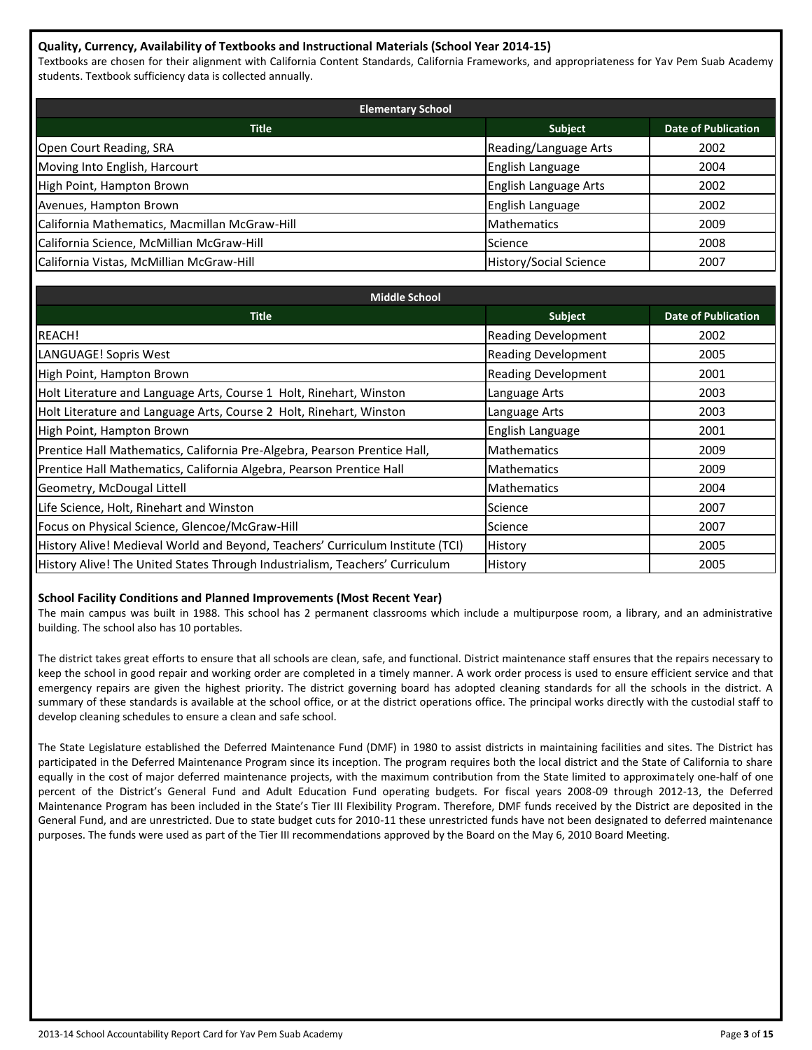### Quality, Currency, Availability of Textbooks and Instructional Materials (School Year 2014-15)

Textbooks are chosen for their alignment with California Content Standards, California Frameworks, and appropriateness for Yav Pem Suab Academy students. Textbook sufficiency data is collected annually.

| Elementary School | | |
|---|---|---|
| **Title** | **Subject** | **Date of Publication** |
| Open Court Reading, SRA | Reading/Language Arts | 2002 |
| Moving Into English, Harcourt | English Language | 2004 |
| High Point, Hampton Brown | English Language Arts | 2002 |
| Avenues, Hampton Brown | English Language | 2002 |
| California Mathematics, Macmillan McGraw-Hill | Mathematics | 2009 |
| California Science, McMillian McGraw-Hill | Science | 2008 |
| California Vistas, McMillian McGraw-Hill | History/Social Science | 2007 |

| Middle School | | |
|---|---|---|
| **Title** | **Subject** | **Date of Publication** |
| REACH! | Reading Development | 2002 |
| LANGUAGE! Sopris West | Reading Development | 2005 |
| High Point, Hampton Brown | Reading Development | 2001 |
| Holt Literature and Language Arts, Course 1 Holt, Rinehart, Winston | Language Arts | 2003 |
| Holt Literature and Language Arts, Course 2 Holt, Rinehart, Winston | Language Arts | 2003 |
| High Point, Hampton Brown | English Language | 2001 |
| Prentice Hall Mathematics, California Pre-Algebra, Pearson Prentice Hall, | Mathematics | 2009 |
| Prentice Hall Mathematics, California Algebra, Pearson Prentice Hall | Mathematics | 2009 |
| Geometry, McDougal Littell | Mathematics | 2004 |
| Life Science, Holt, Rinehart and Winston | Science | 2007 |
| Focus on Physical Science, Glencoe/McGraw-Hill | Science | 2007 |
| History Alive! Medieval World and Beyond, Teachers' Curriculum Institute (TCI) | History | 2005 |
| History Alive! The United States Through Industrialism, Teachers' Curriculum | History | 2005 |

### School Facility Conditions and Planned Improvements (Most Recent Year)

The main campus was built in 1988. This school has 2 permanent classrooms which include a multipurpose room, a library, and an administrative building. The school also has 10 portables.

The district takes great efforts to ensure that all schools are clean, safe, and functional. District maintenance staff ensures that the repairs necessary to keep the school in good repair and working order are completed in a timely manner. A work order process is used to ensure efficient service and that emergency repairs are given the highest priority. The district governing board has adopted cleaning standards for all the schools in the district. A summary of these standards is available at the school office, or at the district operations office. The principal works directly with the custodial staff to develop cleaning schedules to ensure a clean and safe school.

The State Legislature established the Deferred Maintenance Fund (DMF) in 1980 to assist districts in maintaining facilities and sites. The District has participated in the Deferred Maintenance Program since its inception. The program requires both the local district and the State of California to share equally in the cost of major deferred maintenance projects, with the maximum contribution from the State limited to approximately one-half of one percent of the District's General Fund and Adult Education Fund operating budgets. For fiscal years 2008-09 through 2012-13, the Deferred Maintenance Program has been included in the State's Tier III Flexibility Program. Therefore, DMF funds received by the District are deposited in the General Fund, and are unrestricted. Due to state budget cuts for 2010-11 these unrestricted funds have not been designated to deferred maintenance purposes. The funds were used as part of the Tier III recommendations approved by the Board on the May 6, 2010 Board Meeting.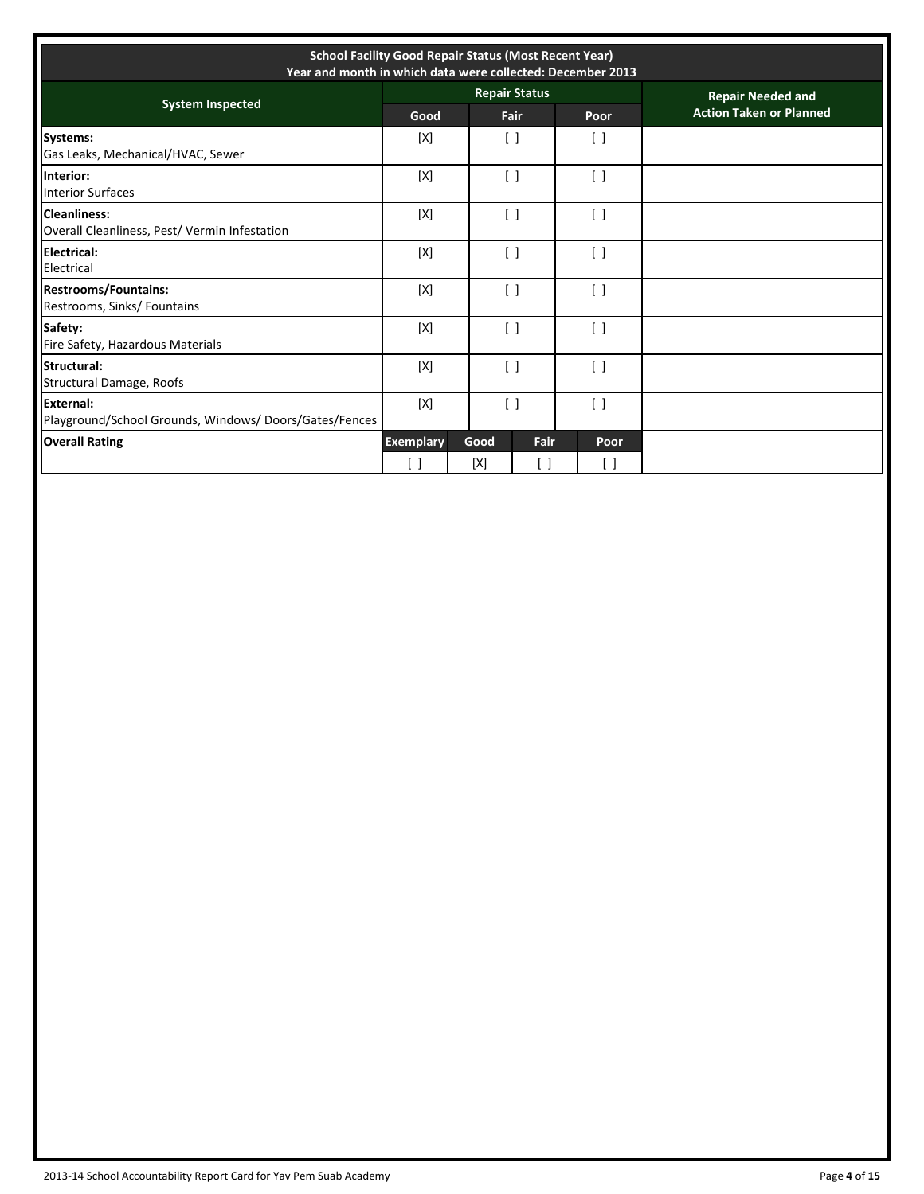| School Facility Good Repair Status (Most Recent Year)<br>Year and month in which data were collected: December 2013 | | | | | |
|---|---|---|---|---|---|
| **System Inspected** | **Repair Status** | | | | **Repair Needed and Action Taken or Planned** |
| | **Good** | **Fair** | | **Poor** | |
| **Systems:**<br>Gas Leaks, Mechanical/HVAC, Sewer | [X] | [ ] | | [ ] | |
| **Interior:**<br>Interior Surfaces | [X] | [ ] | | [ ] | |
| **Cleanliness:**<br>Overall Cleanliness, Pest/ Vermin Infestation | [X] | [ ] | | [ ] | |
| **Electrical:**<br>Electrical | [X] | [ ] | | [ ] | |
| **Restrooms/Fountains:**<br>Restrooms, Sinks/ Fountains | [X] | [ ] | | [ ] | |
| **Safety:**<br>Fire Safety, Hazardous Materials | [X] | [ ] | | [ ] | |
| **Structural:**<br>Structural Damage, Roofs | [X] | [ ] | | [ ] | |
| **External:**<br>Playground/School Grounds, Windows/ Doors/Gates/Fences | [X] | [ ] | | [ ] | |
| **Overall Rating** | **Exemplary** | **Good** | **Fair** | **Poor** | |
| | [ ] | [X] | [ ] | [ ] | |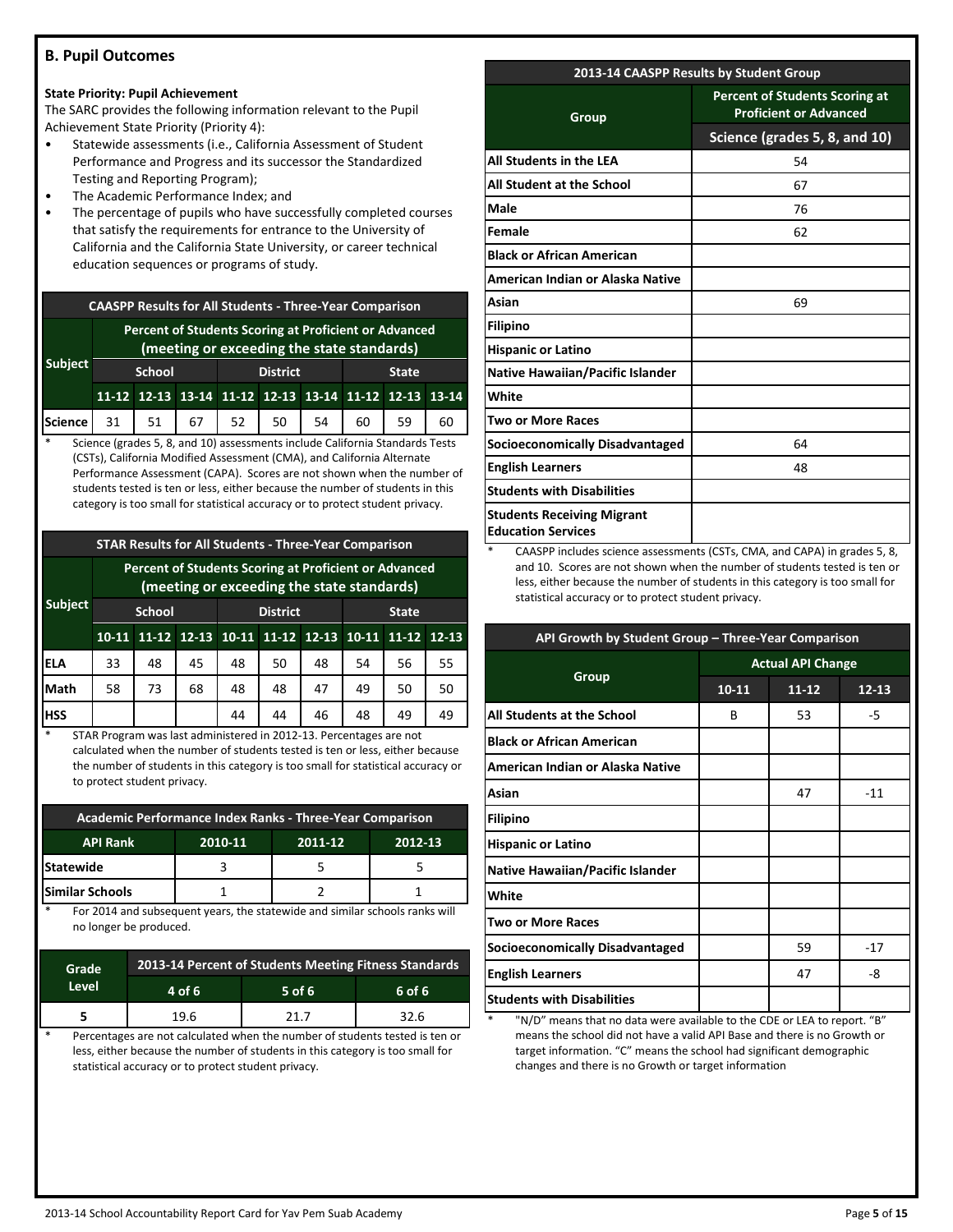## B. Pupil Outcomes

**State Priority: Pupil Achievement**

The SARC provides the following information relevant to the Pupil Achievement State Priority (Priority 4):

- Statewide assessments (i.e., California Assessment of Student Performance and Progress and its successor the Standardized Testing and Reporting Program);
- The Academic Performance Index; and
- The percentage of pupils who have successfully completed courses that satisfy the requirements for entrance to the University of California and the California State University, or career technical education sequences or programs of study.

**CAASPP Results for All Students - Three-Year Comparison**

| Subject | Percent of Students Scoring at Proficient or Advanced (meeting or exceeding the state standards) | | | | | | | | |
|---|---|---|---|---|---|---|---|---|---|
| | School | | | District | | | State | | |
| | 11-12 | 12-13 | 13-14 | 11-12 | 12-13 | 13-14 | 11-12 | 12-13 | 13-14 |
| Science | 31 | 51 | 67 | 52 | 50 | 54 | 60 | 59 | 60 |

\* Science (grades 5, 8, and 10) assessments include California Standards Tests (CSTs), California Modified Assessment (CMA), and California Alternate Performance Assessment (CAPA). Scores are not shown when the number of students tested is ten or less, either because the number of students in this category is too small for statistical accuracy or to protect student privacy.

**STAR Results for All Students - Three-Year Comparison**

| Subject | Percent of Students Scoring at Proficient or Advanced (meeting or exceeding the state standards) | | | | | | | | |
|---|---|---|---|---|---|---|---|---|---|
| | School | | | District | | | State | | |
| | 10-11 | 11-12 | 12-13 | 10-11 | 11-12 | 12-13 | 10-11 | 11-12 | 12-13 |
| ELA | 33 | 48 | 45 | 48 | 50 | 48 | 54 | 56 | 55 |
| Math | 58 | 73 | 68 | 48 | 48 | 47 | 49 | 50 | 50 |
| HSS | | | | 44 | 44 | 46 | 48 | 49 | 49 |

\* STAR Program was last administered in 2012-13. Percentages are not calculated when the number of students tested is ten or less, either because the number of students in this category is too small for statistical accuracy or to protect student privacy.

**Academic Performance Index Ranks - Three-Year Comparison**

| API Rank | 2010-11 | 2011-12 | 2012-13 |
|---|---|---|---|
| Statewide | 3 | 5 | 5 |
| Similar Schools | 1 | 2 | 1 |

\* For 2014 and subsequent years, the statewide and similar schools ranks will no longer be produced.

| Grade Level | 2013-14 Percent of Students Meeting Fitness Standards | | |
|---|---|---|---|
| | 4 of 6 | 5 of 6 | 6 of 6 |
| 5 | 19.6 | 21.7 | 32.6 |

\* Percentages are not calculated when the number of students tested is ten or less, either because the number of students in this category is too small for statistical accuracy or to protect student privacy.

**2013-14 CAASPP Results by Student Group**

| Group | Percent of Students Scoring at Proficient or Advanced |
|---|---|
| | Science (grades 5, 8, and 10) |
| All Students in the LEA | 54 |
| All Student at the School | 67 |
| Male | 76 |
| Female | 62 |
| Black or African American | |
| American Indian or Alaska Native | |
| Asian | 69 |
| Filipino | |
| Hispanic or Latino | |
| Native Hawaiian/Pacific Islander | |
| White | |
| Two or More Races | |
| Socioeconomically Disadvantaged | 64 |
| English Learners | 48 |
| Students with Disabilities | |
| Students Receiving Migrant Education Services | |

\* CAASPP includes science assessments (CSTs, CMA, and CAPA) in grades 5, 8, and 10. Scores are not shown when the number of students tested is ten or less, either because the number of students in this category is too small for statistical accuracy or to protect student privacy.

**API Growth by Student Group – Three-Year Comparison**

| Group | Actual API Change | | |
|---|---|---|---|
| | 10-11 | 11-12 | 12-13 |
| All Students at the School | B | 53 | -5 |
| Black or African American | | | |
| American Indian or Alaska Native | | | |
| Asian | | 47 | -11 |
| Filipino | | | |
| Hispanic or Latino | | | |
| Native Hawaiian/Pacific Islander | | | |
| White | | | |
| Two or More Races | | | |
| Socioeconomically Disadvantaged | | 59 | -17 |
| English Learners | | 47 | -8 |
| Students with Disabilities | | | |

\* "N/D" means that no data were available to the CDE or LEA to report. "B" means the school did not have a valid API Base and there is no Growth or target information. "C" means the school had significant demographic changes and there is no Growth or target information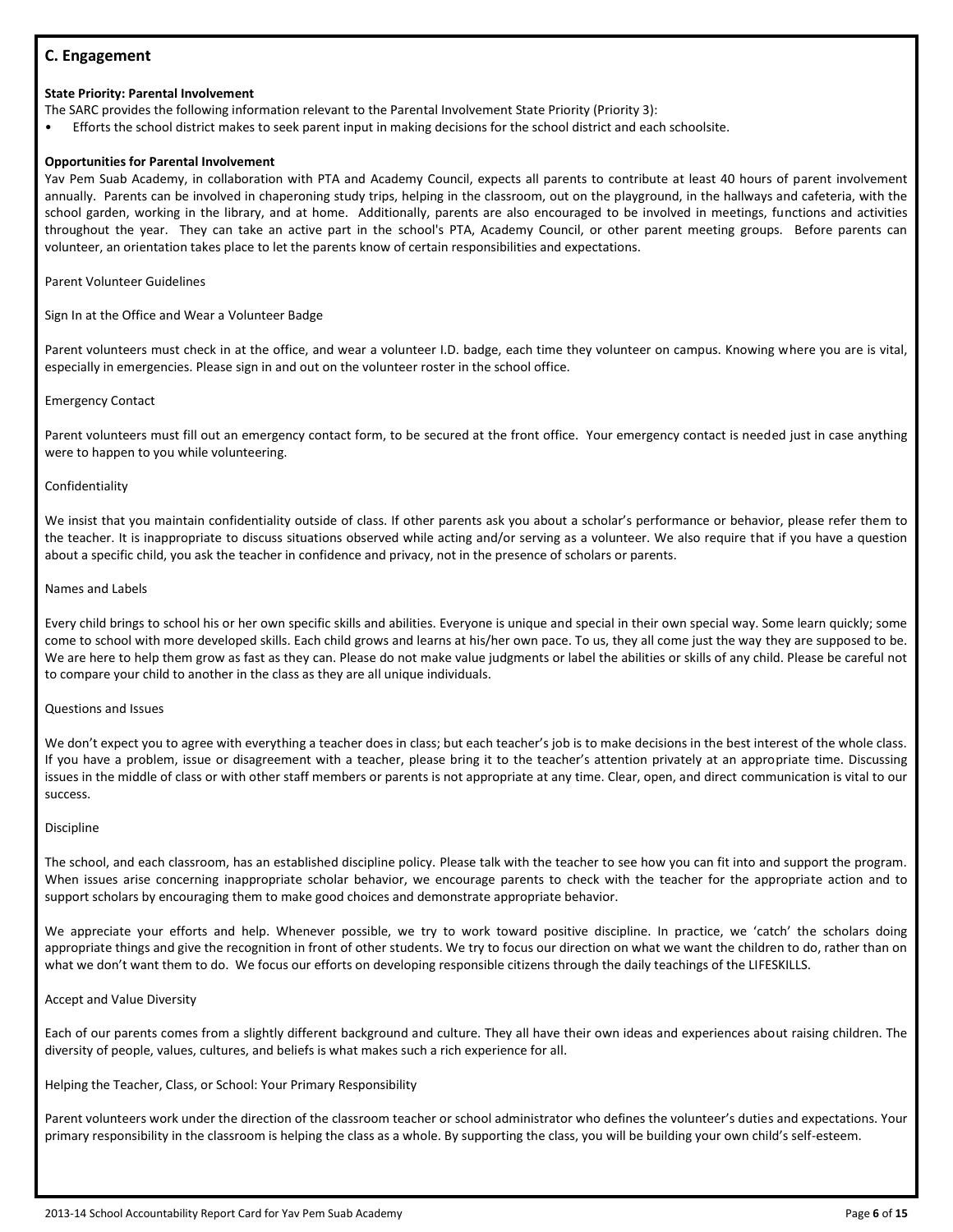## C. Engagement

**State Priority: Parental Involvement**

The SARC provides the following information relevant to the Parental Involvement State Priority (Priority 3):

- Efforts the school district makes to seek parent input in making decisions for the school district and each schoolsite.

**Opportunities for Parental Involvement**

Yav Pem Suab Academy, in collaboration with PTA and Academy Council, expects all parents to contribute at least 40 hours of parent involvement annually. Parents can be involved in chaperoning study trips, helping in the classroom, out on the playground, in the hallways and cafeteria, with the school garden, working in the library, and at home. Additionally, parents are also encouraged to be involved in meetings, functions and activities throughout the year. They can take an active part in the school's PTA, Academy Council, or other parent meeting groups. Before parents can volunteer, an orientation takes place to let the parents know of certain responsibilities and expectations.

Parent Volunteer Guidelines

Sign In at the Office and Wear a Volunteer Badge

Parent volunteers must check in at the office, and wear a volunteer I.D. badge, each time they volunteer on campus. Knowing where you are is vital, especially in emergencies. Please sign in and out on the volunteer roster in the school office.

Emergency Contact

Parent volunteers must fill out an emergency contact form, to be secured at the front office. Your emergency contact is needed just in case anything were to happen to you while volunteering.

Confidentiality

We insist that you maintain confidentiality outside of class. If other parents ask you about a scholar's performance or behavior, please refer them to the teacher. It is inappropriate to discuss situations observed while acting and/or serving as a volunteer. We also require that if you have a question about a specific child, you ask the teacher in confidence and privacy, not in the presence of scholars or parents.

Names and Labels

Every child brings to school his or her own specific skills and abilities. Everyone is unique and special in their own special way. Some learn quickly; some come to school with more developed skills. Each child grows and learns at his/her own pace. To us, they all come just the way they are supposed to be. We are here to help them grow as fast as they can. Please do not make value judgments or label the abilities or skills of any child. Please be careful not to compare your child to another in the class as they are all unique individuals.

Questions and Issues

We don't expect you to agree with everything a teacher does in class; but each teacher's job is to make decisions in the best interest of the whole class. If you have a problem, issue or disagreement with a teacher, please bring it to the teacher's attention privately at an appropriate time. Discussing issues in the middle of class or with other staff members or parents is not appropriate at any time. Clear, open, and direct communication is vital to our success.

Discipline

The school, and each classroom, has an established discipline policy. Please talk with the teacher to see how you can fit into and support the program. When issues arise concerning inappropriate scholar behavior, we encourage parents to check with the teacher for the appropriate action and to support scholars by encouraging them to make good choices and demonstrate appropriate behavior.

We appreciate your efforts and help. Whenever possible, we try to work toward positive discipline. In practice, we 'catch' the scholars doing appropriate things and give the recognition in front of other students. We try to focus our direction on what we want the children to do, rather than on what we don't want them to do. We focus our efforts on developing responsible citizens through the daily teachings of the LIFESKILLS.

Accept and Value Diversity

Each of our parents comes from a slightly different background and culture. They all have their own ideas and experiences about raising children. The diversity of people, values, cultures, and beliefs is what makes such a rich experience for all.

Helping the Teacher, Class, or School: Your Primary Responsibility

Parent volunteers work under the direction of the classroom teacher or school administrator who defines the volunteer's duties and expectations. Your primary responsibility in the classroom is helping the class as a whole. By supporting the class, you will be building your own child's self-esteem.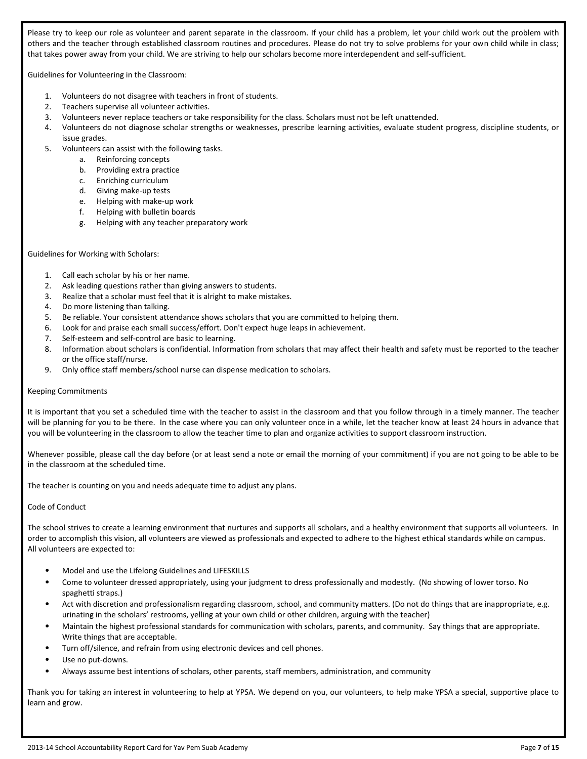Please try to keep our role as volunteer and parent separate in the classroom. If your child has a problem, let your child work out the problem with others and the teacher through established classroom routines and procedures. Please do not try to solve problems for your own child while in class; that takes power away from your child. We are striving to help our scholars become more interdependent and self-sufficient.

Guidelines for Volunteering in the Classroom:

1. Volunteers do not disagree with teachers in front of students.
2. Teachers supervise all volunteer activities.
3. Volunteers never replace teachers or take responsibility for the class. Scholars must not be left unattended.
4. Volunteers do not diagnose scholar strengths or weaknesses, prescribe learning activities, evaluate student progress, discipline students, or issue grades.
5. Volunteers can assist with the following tasks.
    a. Reinforcing concepts
    b. Providing extra practice
    c. Enriching curriculum
    d. Giving make-up tests
    e. Helping with make-up work
    f. Helping with bulletin boards
    g. Helping with any teacher preparatory work

Guidelines for Working with Scholars:

1. Call each scholar by his or her name.
2. Ask leading questions rather than giving answers to students.
3. Realize that a scholar must feel that it is alright to make mistakes.
4. Do more listening than talking.
5. Be reliable. Your consistent attendance shows scholars that you are committed to helping them.
6. Look for and praise each small success/effort. Don't expect huge leaps in achievement.
7. Self-esteem and self-control are basic to learning.
8. Information about scholars is confidential. Information from scholars that may affect their health and safety must be reported to the teacher or the office staff/nurse.
9. Only office staff members/school nurse can dispense medication to scholars.

Keeping Commitments

It is important that you set a scheduled time with the teacher to assist in the classroom and that you follow through in a timely manner. The teacher will be planning for you to be there. In the case where you can only volunteer once in a while, let the teacher know at least 24 hours in advance that you will be volunteering in the classroom to allow the teacher time to plan and organize activities to support classroom instruction.

Whenever possible, please call the day before (or at least send a note or email the morning of your commitment) if you are not going to be able to be in the classroom at the scheduled time.

The teacher is counting on you and needs adequate time to adjust any plans.

Code of Conduct

The school strives to create a learning environment that nurtures and supports all scholars, and a healthy environment that supports all volunteers. In order to accomplish this vision, all volunteers are viewed as professionals and expected to adhere to the highest ethical standards while on campus.
All volunteers are expected to:

- Model and use the Lifelong Guidelines and LIFESKILLS
- Come to volunteer dressed appropriately, using your judgment to dress professionally and modestly. (No showing of lower torso. No spaghetti straps.)
- Act with discretion and professionalism regarding classroom, school, and community matters. (Do not do things that are inappropriate, e.g. urinating in the scholars' restrooms, yelling at your own child or other children, arguing with the teacher)
- Maintain the highest professional standards for communication with scholars, parents, and community. Say things that are appropriate. Write things that are acceptable.
- Turn off/silence, and refrain from using electronic devices and cell phones.
- Use no put-downs.
- Always assume best intentions of scholars, other parents, staff members, administration, and community

Thank you for taking an interest in volunteering to help at YPSA. We depend on you, our volunteers, to help make YPSA a special, supportive place to learn and grow.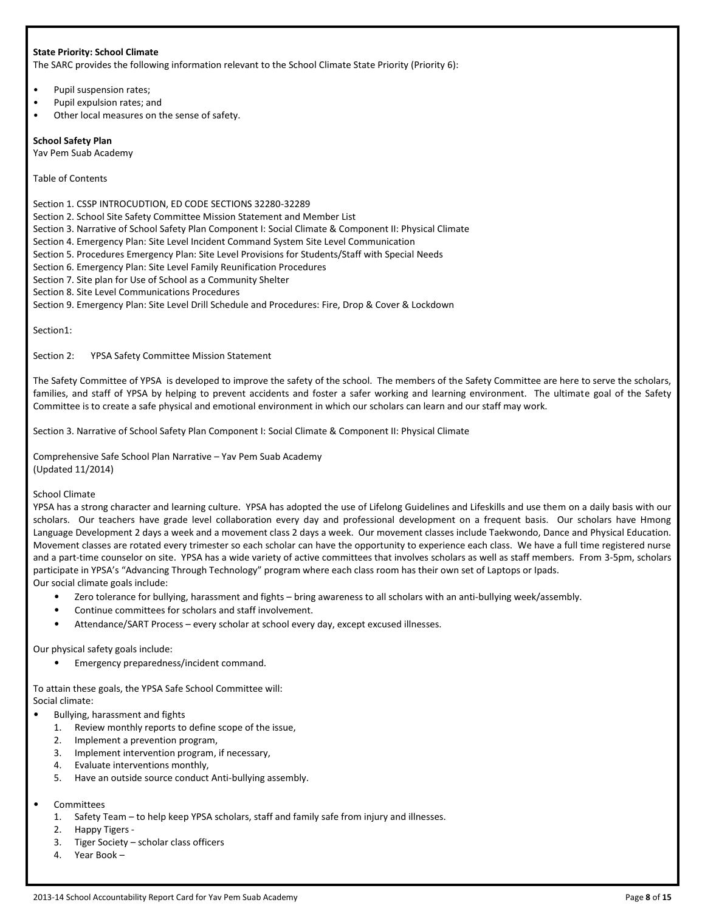**State Priority: School Climate**

The SARC provides the following information relevant to the School Climate State Priority (Priority 6):

- Pupil suspension rates;
- Pupil expulsion rates; and
- Other local measures on the sense of safety.

**School Safety Plan**

Yav Pem Suab Academy

Table of Contents

Section 1. CSSP INTROCUDTION, ED CODE SECTIONS 32280-32289
Section 2. School Site Safety Committee Mission Statement and Member List
Section 3. Narrative of School Safety Plan Component I: Social Climate & Component II: Physical Climate
Section 4. Emergency Plan: Site Level Incident Command System Site Level Communication
Section 5. Procedures Emergency Plan: Site Level Provisions for Students/Staff with Special Needs
Section 6. Emergency Plan: Site Level Family Reunification Procedures
Section 7. Site plan for Use of School as a Community Shelter
Section 8. Site Level Communications Procedures
Section 9. Emergency Plan: Site Level Drill Schedule and Procedures: Fire, Drop & Cover & Lockdown

Section1:

Section 2: YPSA Safety Committee Mission Statement

The Safety Committee of YPSA is developed to improve the safety of the school. The members of the Safety Committee are here to serve the scholars, families, and staff of YPSA by helping to prevent accidents and foster a safer working and learning environment. The ultimate goal of the Safety Committee is to create a safe physical and emotional environment in which our scholars can learn and our staff may work.

Section 3. Narrative of School Safety Plan Component I: Social Climate & Component II: Physical Climate

Comprehensive Safe School Plan Narrative – Yav Pem Suab Academy
(Updated 11/2014)

School Climate

YPSA has a strong character and learning culture. YPSA has adopted the use of Lifelong Guidelines and Lifeskills and use them on a daily basis with our scholars. Our teachers have grade level collaboration every day and professional development on a frequent basis. Our scholars have Hmong Language Development 2 days a week and a movement class 2 days a week. Our movement classes include Taekwondo, Dance and Physical Education. Movement classes are rotated every trimester so each scholar can have the opportunity to experience each class. We have a full time registered nurse and a part-time counselor on site. YPSA has a wide variety of active committees that involves scholars as well as staff members. From 3-5pm, scholars participate in YPSA's "Advancing Through Technology" program where each class room has their own set of Laptops or Ipads.

Our social climate goals include:

- Zero tolerance for bullying, harassment and fights – bring awareness to all scholars with an anti-bullying week/assembly.
- Continue committees for scholars and staff involvement.
- Attendance/SART Process – every scholar at school every day, except excused illnesses.

Our physical safety goals include:

- Emergency preparedness/incident command.

To attain these goals, the YPSA Safe School Committee will:

Social climate:

- Bullying, harassment and fights
  1. Review monthly reports to define scope of the issue,
  2. Implement a prevention program,
  3. Implement intervention program, if necessary,
  4. Evaluate interventions monthly,
  5. Have an outside source conduct Anti-bullying assembly.

- Committees
  1. Safety Team – to help keep YPSA scholars, staff and family safe from injury and illnesses.
  2. Happy Tigers -
  3. Tiger Society – scholar class officers
  4. Year Book –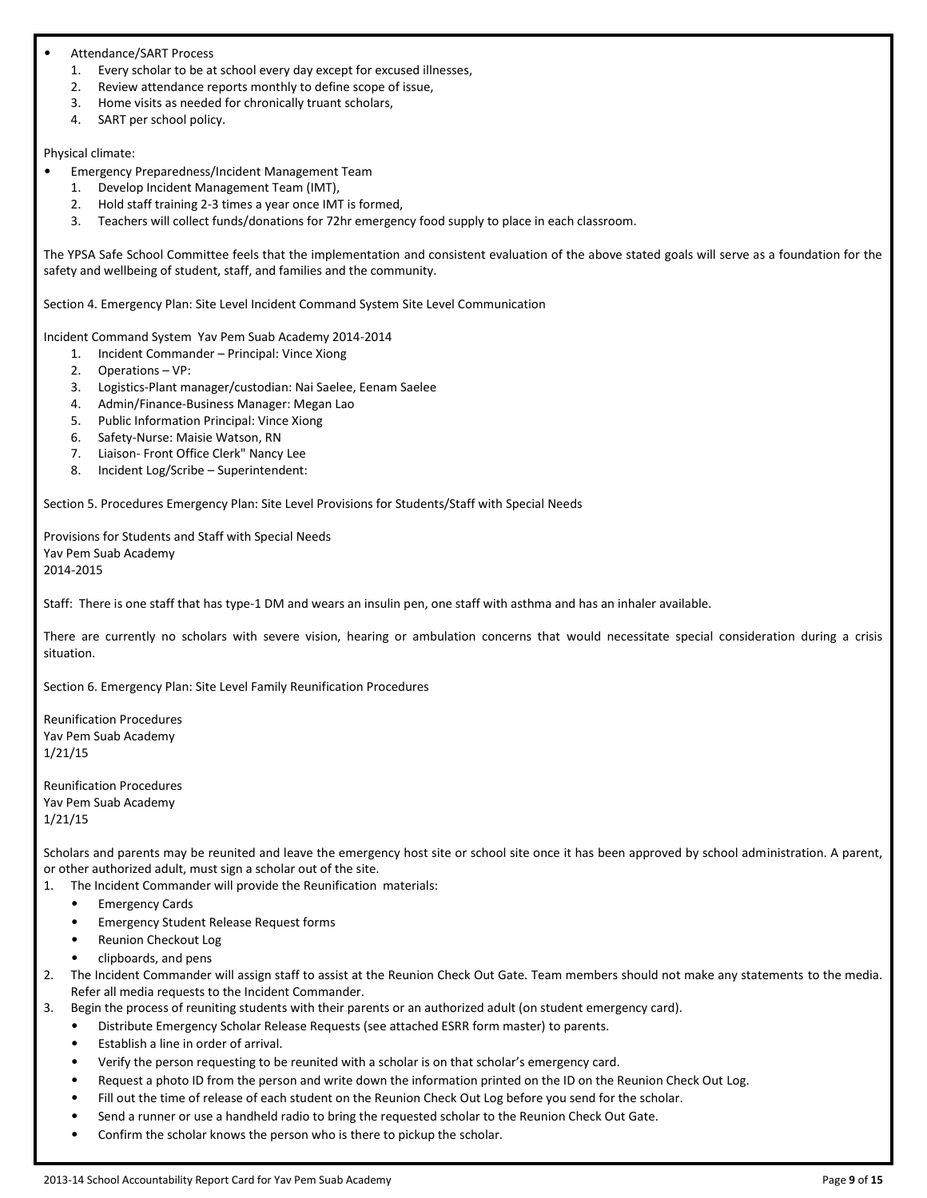- Attendance/SART Process
    1. Every scholar to be at school every day except for excused illnesses,
    2. Review attendance reports monthly to define scope of issue,
    3. Home visits as needed for chronically truant scholars,
    4. SART per school policy.

Physical climate:

- Emergency Preparedness/Incident Management Team
    1. Develop Incident Management Team (IMT),
    2. Hold staff training 2-3 times a year once IMT is formed,
    3. Teachers will collect funds/donations for 72hr emergency food supply to place in each classroom.

The YPSA Safe School Committee feels that the implementation and consistent evaluation of the above stated goals will serve as a foundation for the safety and wellbeing of student, staff, and families and the community.

Section 4. Emergency Plan: Site Level Incident Command System Site Level Communication

Incident Command System Yav Pem Suab Academy 2014-2014

1. Incident Commander – Principal: Vince Xiong
2. Operations – VP:
3. Logistics-Plant manager/custodian: Nai Saelee, Eenam Saelee
4. Admin/Finance-Business Manager: Megan Lao
5. Public Information Principal: Vince Xiong
6. Safety-Nurse: Maisie Watson, RN
7. Liaison- Front Office Clerk" Nancy Lee
8. Incident Log/Scribe – Superintendent:

Section 5. Procedures Emergency Plan: Site Level Provisions for Students/Staff with Special Needs

Provisions for Students and Staff with Special Needs
Yav Pem Suab Academy
2014-2015

Staff: There is one staff that has type-1 DM and wears an insulin pen, one staff with asthma and has an inhaler available.

There are currently no scholars with severe vision, hearing or ambulation concerns that would necessitate special consideration during a crisis situation.

Section 6. Emergency Plan: Site Level Family Reunification Procedures

Reunification Procedures
Yav Pem Suab Academy
1/21/15

Reunification Procedures
Yav Pem Suab Academy
1/21/15

Scholars and parents may be reunited and leave the emergency host site or school site once it has been approved by school administration. A parent, or other authorized adult, must sign a scholar out of the site.

1. The Incident Commander will provide the Reunification materials:
    - Emergency Cards
    - Emergency Student Release Request forms
    - Reunion Checkout Log
    - clipboards, and pens
2. The Incident Commander will assign staff to assist at the Reunion Check Out Gate. Team members should not make any statements to the media. Refer all media requests to the Incident Commander.
3. Begin the process of reuniting students with their parents or an authorized adult (on student emergency card).
    - Distribute Emergency Scholar Release Requests (see attached ESRR form master) to parents.
    - Establish a line in order of arrival.
    - Verify the person requesting to be reunited with a scholar is on that scholar's emergency card.
    - Request a photo ID from the person and write down the information printed on the ID on the Reunion Check Out Log.
    - Fill out the time of release of each student on the Reunion Check Out Log before you send for the scholar.
    - Send a runner or use a handheld radio to bring the requested scholar to the Reunion Check Out Gate.
    - Confirm the scholar knows the person who is there to pickup the scholar.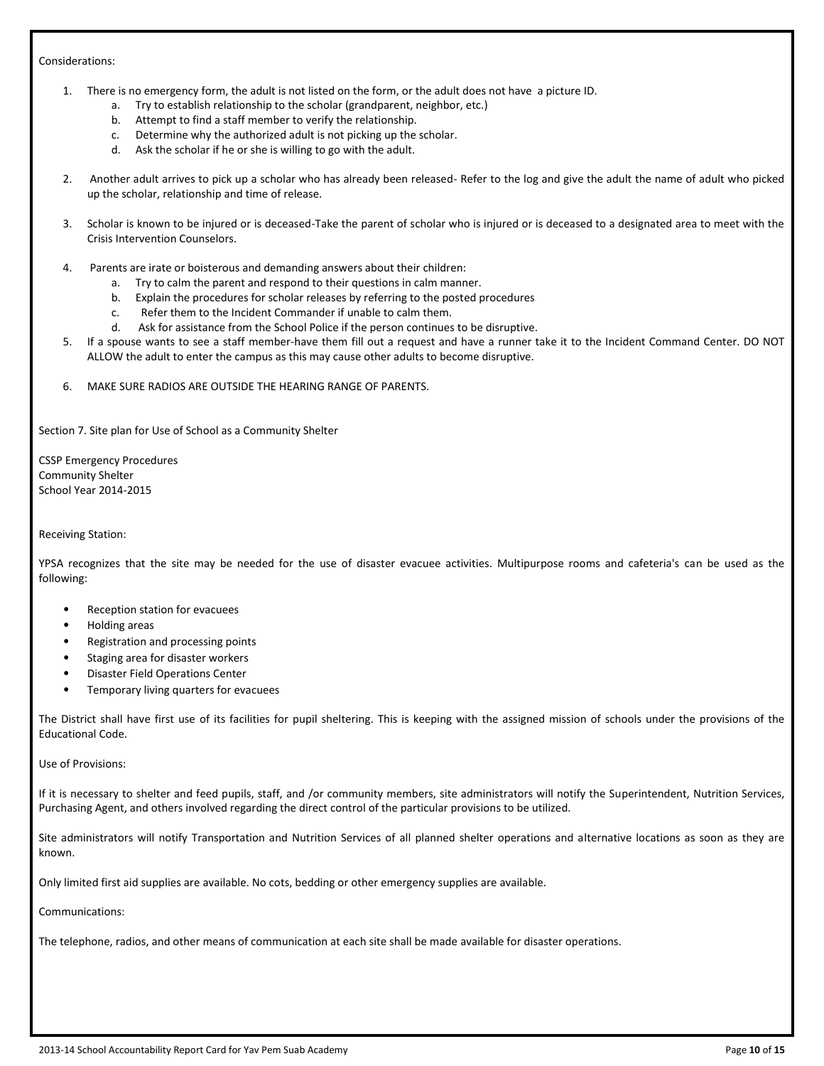Considerations:

1. There is no emergency form, the adult is not listed on the form, or the adult does not have a picture ID.
    a. Try to establish relationship to the scholar (grandparent, neighbor, etc.)
    b. Attempt to find a staff member to verify the relationship.
    c. Determine why the authorized adult is not picking up the scholar.
    d. Ask the scholar if he or she is willing to go with the adult.

2. Another adult arrives to pick up a scholar who has already been released- Refer to the log and give the adult the name of adult who picked up the scholar, relationship and time of release.

3. Scholar is known to be injured or is deceased-Take the parent of scholar who is injured or is deceased to a designated area to meet with the Crisis Intervention Counselors.

4. Parents are irate or boisterous and demanding answers about their children:
    a. Try to calm the parent and respond to their questions in calm manner.
    b. Explain the procedures for scholar releases by referring to the posted procedures
    c. Refer them to the Incident Commander if unable to calm them.
    d. Ask for assistance from the School Police if the person continues to be disruptive.
5. If a spouse wants to see a staff member-have them fill out a request and have a runner take it to the Incident Command Center. DO NOT ALLOW the adult to enter the campus as this may cause other adults to become disruptive.

6. MAKE SURE RADIOS ARE OUTSIDE THE HEARING RANGE OF PARENTS.

Section 7. Site plan for Use of School as a Community Shelter

CSSP Emergency Procedures
Community Shelter
School Year 2014-2015

Receiving Station:

YPSA recognizes that the site may be needed for the use of disaster evacuee activities. Multipurpose rooms and cafeteria's can be used as the following:

- Reception station for evacuees
- Holding areas
- Registration and processing points
- Staging area for disaster workers
- Disaster Field Operations Center
- Temporary living quarters for evacuees

The District shall have first use of its facilities for pupil sheltering. This is keeping with the assigned mission of schools under the provisions of the Educational Code.

Use of Provisions:

If it is necessary to shelter and feed pupils, staff, and /or community members, site administrators will notify the Superintendent, Nutrition Services, Purchasing Agent, and others involved regarding the direct control of the particular provisions to be utilized.

Site administrators will notify Transportation and Nutrition Services of all planned shelter operations and alternative locations as soon as they are known.

Only limited first aid supplies are available. No cots, bedding or other emergency supplies are available.

Communications:

The telephone, radios, and other means of communication at each site shall be made available for disaster operations.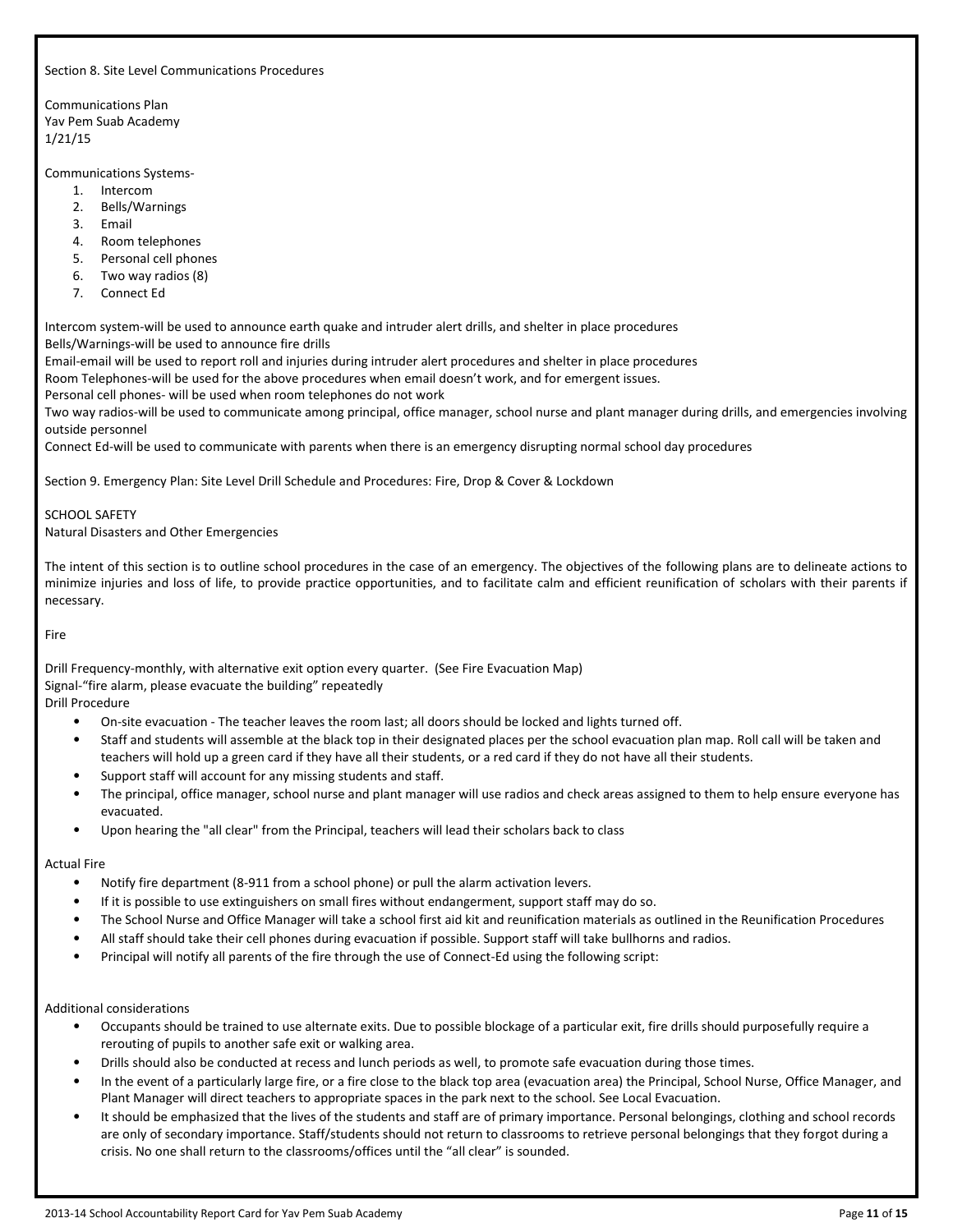Section 8. Site Level Communications Procedures

Communications Plan
Yav Pem Suab Academy
1/21/15

Communications Systems-

1. Intercom
2. Bells/Warnings
3. Email
4. Room telephones
5. Personal cell phones
6. Two way radios (8)
7. Connect Ed

Intercom system-will be used to announce earth quake and intruder alert drills, and shelter in place procedures
Bells/Warnings-will be used to announce fire drills
Email-email will be used to report roll and injuries during intruder alert procedures and shelter in place procedures
Room Telephones-will be used for the above procedures when email doesn't work, and for emergent issues.
Personal cell phones- will be used when room telephones do not work
Two way radios-will be used to communicate among principal, office manager, school nurse and plant manager during drills, and emergencies involving outside personnel
Connect Ed-will be used to communicate with parents when there is an emergency disrupting normal school day procedures

Section 9. Emergency Plan: Site Level Drill Schedule and Procedures: Fire, Drop & Cover & Lockdown

SCHOOL SAFETY
Natural Disasters and Other Emergencies

The intent of this section is to outline school procedures in the case of an emergency. The objectives of the following plans are to delineate actions to minimize injuries and loss of life, to provide practice opportunities, and to facilitate calm and efficient reunification of scholars with their parents if necessary.

Fire

Drill Frequency-monthly, with alternative exit option every quarter. (See Fire Evacuation Map)
Signal-"fire alarm, please evacuate the building" repeatedly
Drill Procedure

- On-site evacuation - The teacher leaves the room last; all doors should be locked and lights turned off.
- Staff and students will assemble at the black top in their designated places per the school evacuation plan map. Roll call will be taken and teachers will hold up a green card if they have all their students, or a red card if they do not have all their students.
- Support staff will account for any missing students and staff.
- The principal, office manager, school nurse and plant manager will use radios and check areas assigned to them to help ensure everyone has evacuated.
- Upon hearing the "all clear" from the Principal, teachers will lead their scholars back to class

Actual Fire

- Notify fire department (8-911 from a school phone) or pull the alarm activation levers.
- If it is possible to use extinguishers on small fires without endangerment, support staff may do so.
- The School Nurse and Office Manager will take a school first aid kit and reunification materials as outlined in the Reunification Procedures
- All staff should take their cell phones during evacuation if possible. Support staff will take bullhorns and radios.
- Principal will notify all parents of the fire through the use of Connect-Ed using the following script:

Additional considerations

- Occupants should be trained to use alternate exits. Due to possible blockage of a particular exit, fire drills should purposefully require a rerouting of pupils to another safe exit or walking area.
- Drills should also be conducted at recess and lunch periods as well, to promote safe evacuation during those times.
- In the event of a particularly large fire, or a fire close to the black top area (evacuation area) the Principal, School Nurse, Office Manager, and Plant Manager will direct teachers to appropriate spaces in the park next to the school. See Local Evacuation.
- It should be emphasized that the lives of the students and staff are of primary importance. Personal belongings, clothing and school records are only of secondary importance. Staff/students should not return to classrooms to retrieve personal belongings that they forgot during a crisis. No one shall return to the classrooms/offices until the "all clear" is sounded.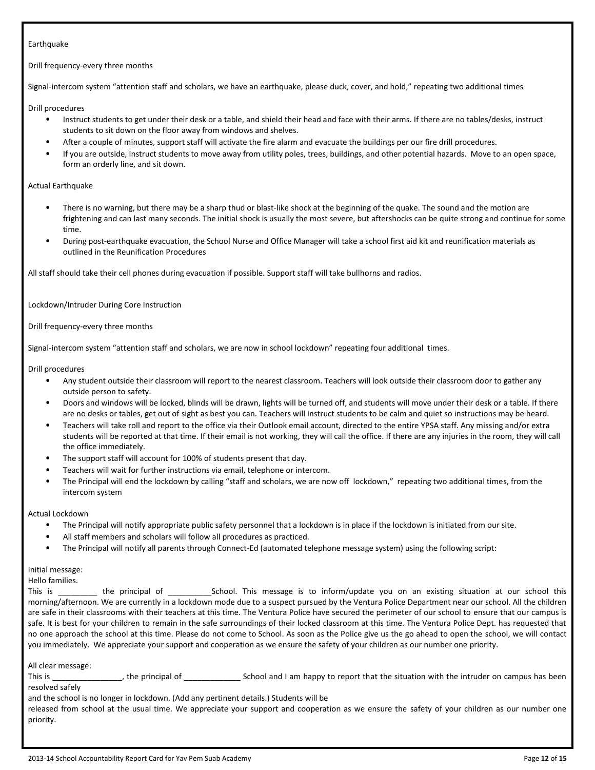Earthquake

Drill frequency-every three months

Signal-intercom system "attention staff and scholars, we have an earthquake, please duck, cover, and hold," repeating two additional times

Drill procedures

- Instruct students to get under their desk or a table, and shield their head and face with their arms. If there are no tables/desks, instruct students to sit down on the floor away from windows and shelves.
- After a couple of minutes, support staff will activate the fire alarm and evacuate the buildings per our fire drill procedures.
- If you are outside, instruct students to move away from utility poles, trees, buildings, and other potential hazards. Move to an open space, form an orderly line, and sit down.

Actual Earthquake

- There is no warning, but there may be a sharp thud or blast-like shock at the beginning of the quake. The sound and the motion are frightening and can last many seconds. The initial shock is usually the most severe, but aftershocks can be quite strong and continue for some time.
- During post-earthquake evacuation, the School Nurse and Office Manager will take a school first aid kit and reunification materials as outlined in the Reunification Procedures

All staff should take their cell phones during evacuation if possible. Support staff will take bullhorns and radios.

Lockdown/Intruder During Core Instruction

Drill frequency-every three months

Signal-intercom system "attention staff and scholars, we are now in school lockdown" repeating four additional times.

Drill procedures

- Any student outside their classroom will report to the nearest classroom. Teachers will look outside their classroom door to gather any outside person to safety.
- Doors and windows will be locked, blinds will be drawn, lights will be turned off, and students will move under their desk or a table. If there are no desks or tables, get out of sight as best you can. Teachers will instruct students to be calm and quiet so instructions may be heard.
- Teachers will take roll and report to the office via their Outlook email account, directed to the entire YPSA staff. Any missing and/or extra students will be reported at that time. If their email is not working, they will call the office. If there are any injuries in the room, they will call the office immediately.
- The support staff will account for 100% of students present that day.
- Teachers will wait for further instructions via email, telephone or intercom.
- The Principal will end the lockdown by calling "staff and scholars, we are now off lockdown," repeating two additional times, from the intercom system

Actual Lockdown

- The Principal will notify appropriate public safety personnel that a lockdown is in place if the lockdown is initiated from our site.
- All staff members and scholars will follow all procedures as practiced.
- The Principal will notify all parents through Connect-Ed (automated telephone message system) using the following script:

Initial message:
Hello families.
This is ________ the principal of __________School. This message is to inform/update you on an existing situation at our school this morning/afternoon. We are currently in a lockdown mode due to a suspect pursued by the Ventura Police Department near our school. All the children are safe in their classrooms with their teachers at this time. The Ventura Police have secured the perimeter of our school to ensure that our campus is safe. It is best for your children to remain in the safe surroundings of their locked classroom at this time. The Ventura Police Dept. has requested that no one approach the school at this time. Please do not come to School. As soon as the Police give us the go ahead to open the school, we will contact you immediately. We appreciate your support and cooperation as we ensure the safety of your children as our number one priority.

All clear message:
This is ________________, the principal of _____________ School and I am happy to report that the situation with the intruder on campus has been resolved safely
and the school is no longer in lockdown. (Add any pertinent details.) Students will be
released from school at the usual time. We appreciate your support and cooperation as we ensure the safety of your children as our number one priority.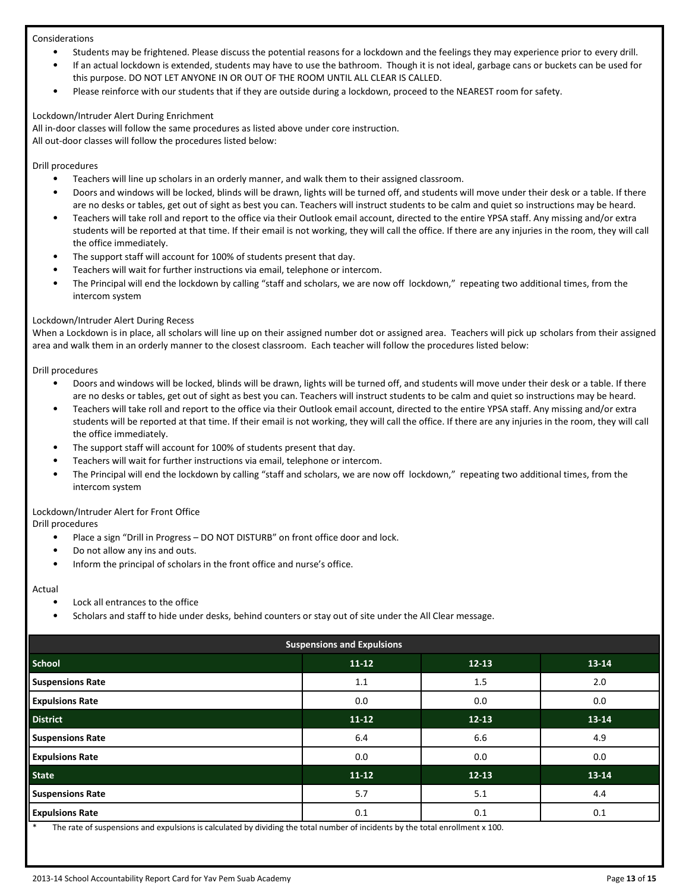Considerations

- Students may be frightened. Please discuss the potential reasons for a lockdown and the feelings they may experience prior to every drill.
- If an actual lockdown is extended, students may have to use the bathroom. Though it is not ideal, garbage cans or buckets can be used for this purpose. DO NOT LET ANYONE IN OR OUT OF THE ROOM UNTIL ALL CLEAR IS CALLED.
- Please reinforce with our students that if they are outside during a lockdown, proceed to the NEAREST room for safety.

Lockdown/Intruder Alert During Enrichment

All in-door classes will follow the same procedures as listed above under core instruction.

All out-door classes will follow the procedures listed below:

Drill procedures

- Teachers will line up scholars in an orderly manner, and walk them to their assigned classroom.
- Doors and windows will be locked, blinds will be drawn, lights will be turned off, and students will move under their desk or a table. If there are no desks or tables, get out of sight as best you can. Teachers will instruct students to be calm and quiet so instructions may be heard.
- Teachers will take roll and report to the office via their Outlook email account, directed to the entire YPSA staff. Any missing and/or extra students will be reported at that time. If their email is not working, they will call the office. If there are any injuries in the room, they will call the office immediately.
- The support staff will account for 100% of students present that day.
- Teachers will wait for further instructions via email, telephone or intercom.
- The Principal will end the lockdown by calling "staff and scholars, we are now off lockdown," repeating two additional times, from the intercom system

Lockdown/Intruder Alert During Recess

When a Lockdown is in place, all scholars will line up on their assigned number dot or assigned area. Teachers will pick up scholars from their assigned area and walk them in an orderly manner to the closest classroom. Each teacher will follow the procedures listed below:

Drill procedures

- Doors and windows will be locked, blinds will be drawn, lights will be turned off, and students will move under their desk or a table. If there are no desks or tables, get out of sight as best you can. Teachers will instruct students to be calm and quiet so instructions may be heard.
- Teachers will take roll and report to the office via their Outlook email account, directed to the entire YPSA staff. Any missing and/or extra students will be reported at that time. If their email is not working, they will call the office. If there are any injuries in the room, they will call the office immediately.
- The support staff will account for 100% of students present that day.
- Teachers will wait for further instructions via email, telephone or intercom.
- The Principal will end the lockdown by calling "staff and scholars, we are now off lockdown," repeating two additional times, from the intercom system

Lockdown/Intruder Alert for Front Office

Drill procedures

- Place a sign "Drill in Progress – DO NOT DISTURB" on front office door and lock.
- Do not allow any ins and outs.
- Inform the principal of scholars in the front office and nurse's office.

Actual

- Lock all entrances to the office
- Scholars and staff to hide under desks, behind counters or stay out of site under the All Clear message.

| Suspensions and Expulsions | | | |
|---|---|---|---|
| **School** | **11-12** | **12-13** | **13-14** |
| **Suspensions Rate** | 1.1 | 1.5 | 2.0 |
| **Expulsions Rate** | 0.0 | 0.0 | 0.0 |
| **District** | **11-12** | **12-13** | **13-14** |
| **Suspensions Rate** | 6.4 | 6.6 | 4.9 |
| **Expulsions Rate** | 0.0 | 0.0 | 0.0 |
| **State** | **11-12** | **12-13** | **13-14** |
| **Suspensions Rate** | 5.7 | 5.1 | 4.4 |
| **Expulsions Rate** | 0.1 | 0.1 | 0.1 |

\* The rate of suspensions and expulsions is calculated by dividing the total number of incidents by the total enrollment x 100.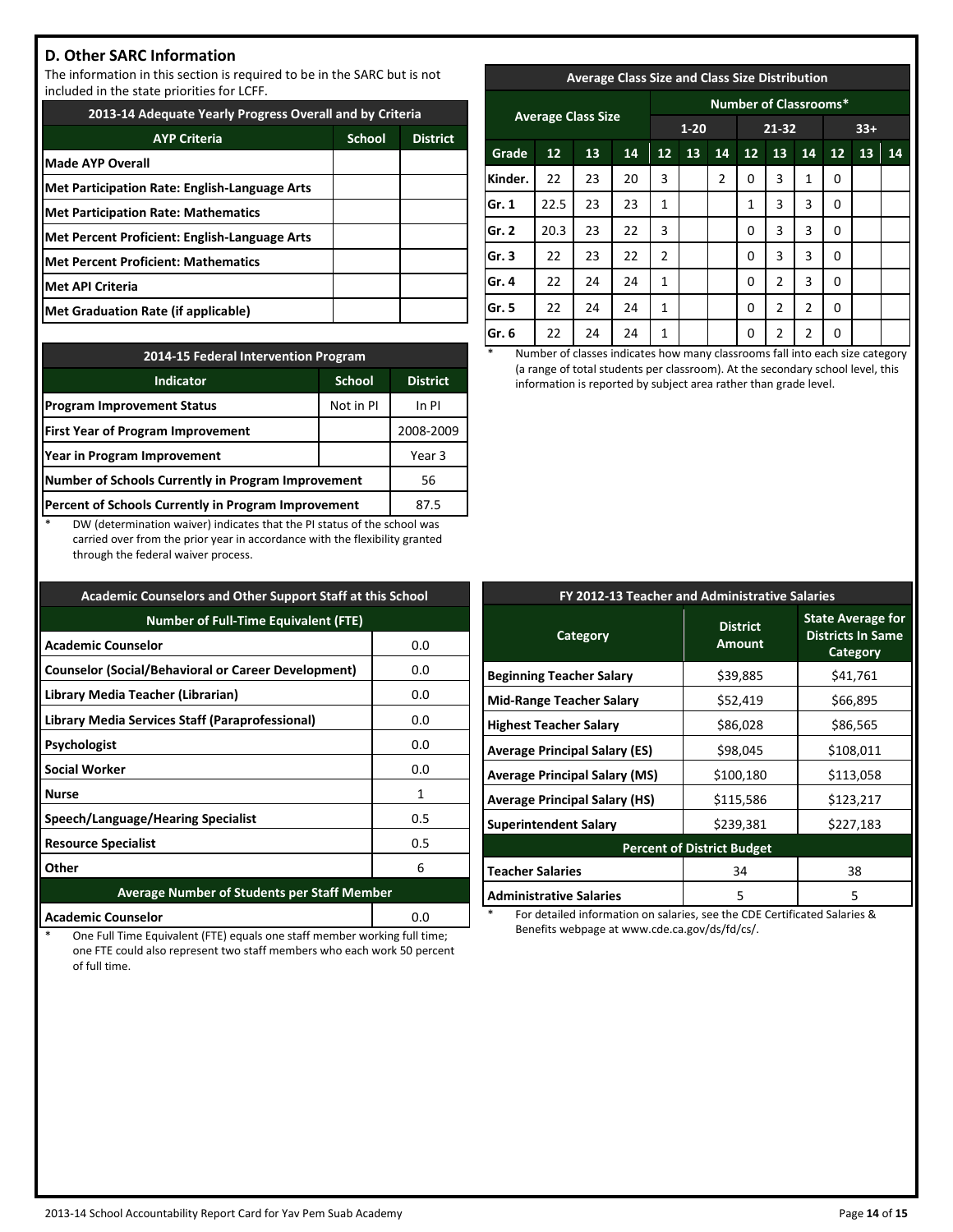## D. Other SARC Information

The information in this section is required to be in the SARC but is not included in the state priorities for LCFF.

| 2013-14 Adequate Yearly Progress Overall and by Criteria | | |
|---|---|---|
| **AYP Criteria** | **School** | **District** |
| **Made AYP Overall** | | |
| **Met Participation Rate: English-Language Arts** | | |
| **Met Participation Rate: Mathematics** | | |
| **Met Percent Proficient: English-Language Arts** | | |
| **Met Percent Proficient: Mathematics** | | |
| **Met API Criteria** | | |
| **Met Graduation Rate (if applicable)** | | |

| 2014-15 Federal Intervention Program | | |
|---|---|---|
| **Indicator** | **School** | **District** |
| **Program Improvement Status** | Not in PI | In PI |
| **First Year of Program Improvement** | | 2008-2009 |
| **Year in Program Improvement** | | Year 3 |
| **Number of Schools Currently in Program Improvement** | | 56 |
| **Percent of Schools Currently in Program Improvement** | | 87.5 |

\* DW (determination waiver) indicates that the PI status of the school was carried over from the prior year in accordance with the flexibility granted through the federal waiver process.

| Average Class Size and Class Size Distribution | | | | | | | | | | | | |
|---|---|---|---|---|---|---|---|---|---|---|---|---|
| **Average Class Size** | | | | **Number of Classrooms*** | | | | | | | | |
| | | | | **1-20** | | | **21-32** | | | **33+** | | |
| **Grade** | **12** | **13** | **14** | **12** | **13** | **14** | **12** | **13** | **14** | **12** | **13** | **14** |
| **Kinder.** | 22 | 23 | 20 | 3 | | 2 | 0 | 3 | 1 | 0 | | |
| **Gr. 1** | 22.5 | 23 | 23 | 1 | | | 1 | 3 | 3 | 0 | | |
| **Gr. 2** | 20.3 | 23 | 22 | 3 | | | 0 | 3 | 3 | 0 | | |
| **Gr. 3** | 22 | 23 | 22 | 2 | | | 0 | 3 | 3 | 0 | | |
| **Gr. 4** | 22 | 24 | 24 | 1 | | | 0 | 2 | 3 | 0 | | |
| **Gr. 5** | 22 | 24 | 24 | 1 | | | 0 | 2 | 2 | 0 | | |
| **Gr. 6** | 22 | 24 | 24 | 1 | | | 0 | 2 | 2 | 0 | | |

\* Number of classes indicates how many classrooms fall into each size category (a range of total students per classroom). At the secondary school level, this information is reported by subject area rather than grade level.

| Academic Counselors and Other Support Staff at this School | |
|---|---|
| **Number of Full-Time Equivalent (FTE)** | |
| **Academic Counselor** | 0.0 |
| **Counselor (Social/Behavioral or Career Development)** | 0.0 |
| **Library Media Teacher (Librarian)** | 0.0 |
| **Library Media Services Staff (Paraprofessional)** | 0.0 |
| **Psychologist** | 0.0 |
| **Social Worker** | 0.0 |
| **Nurse** | 1 |
| **Speech/Language/Hearing Specialist** | 0.5 |
| **Resource Specialist** | 0.5 |
| **Other** | 6 |
| **Average Number of Students per Staff Member** | |
| **Academic Counselor** | 0.0 |

\* One Full Time Equivalent (FTE) equals one staff member working full time; one FTE could also represent two staff members who each work 50 percent of full time.

| FY 2012-13 Teacher and Administrative Salaries | | |
|---|---|---|
| **Category** | **District Amount** | **State Average for Districts In Same Category** |
| **Beginning Teacher Salary** | $39,885 | $41,761 |
| **Mid-Range Teacher Salary** | $52,419 | $66,895 |
| **Highest Teacher Salary** | $86,028 | $86,565 |
| **Average Principal Salary (ES)** | $98,045 | $108,011 |
| **Average Principal Salary (MS)** | $100,180 | $113,058 |
| **Average Principal Salary (HS)** | $115,586 | $123,217 |
| **Superintendent Salary** | $239,381 | $227,183 |
| **Percent of District Budget** | | |
| **Teacher Salaries** | 34 | 38 |
| **Administrative Salaries** | 5 | 5 |

\* For detailed information on salaries, see the CDE Certificated Salaries & Benefits webpage at www.cde.ca.gov/ds/fd/cs/.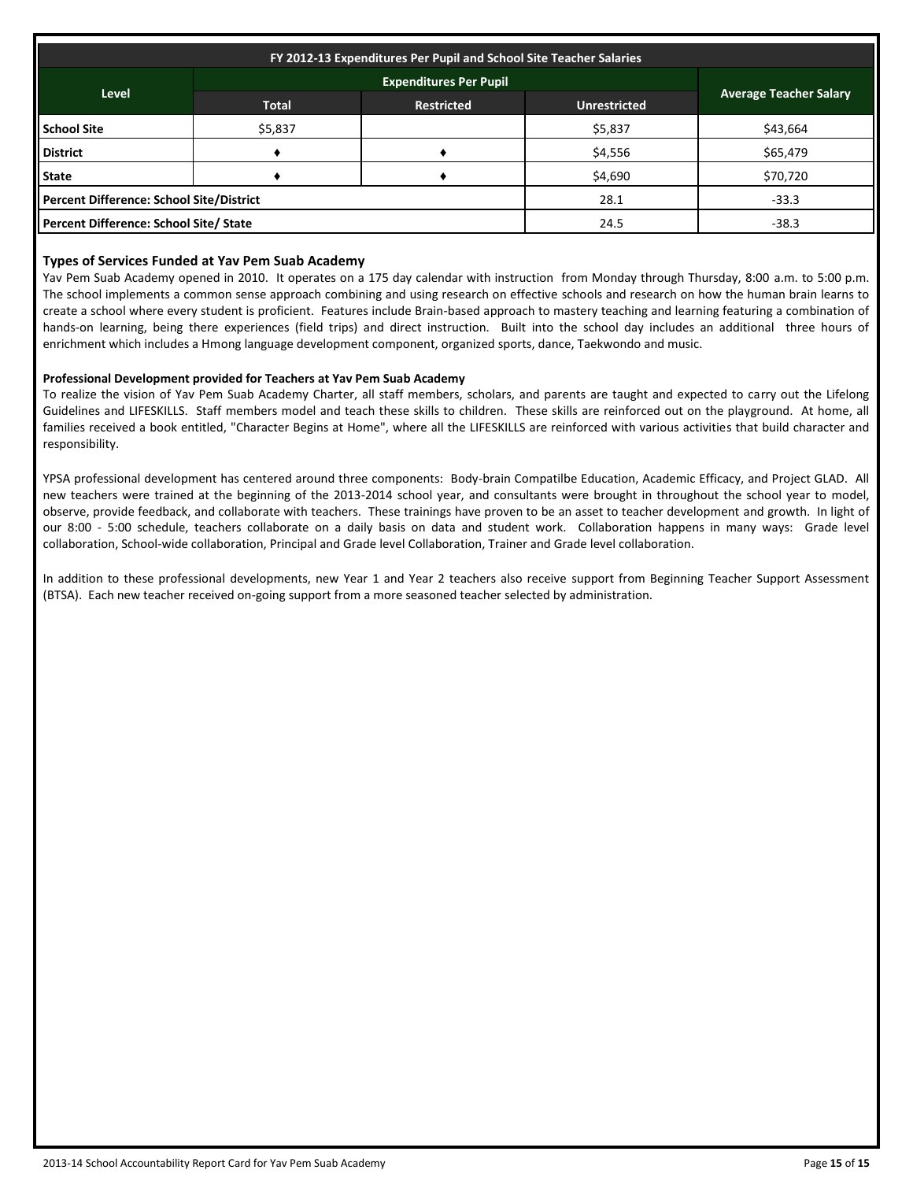| FY 2012-13 Expenditures Per Pupil and School Site Teacher Salaries | | | | |
|---|---|---|---|---|
| Level | Expenditures Per Pupil | | | Average Teacher Salary |
| | Total | Restricted | Unrestricted | |
| **School Site** | $5,837 | | $5,837 | $43,664 |
| **District** | ♦ | ♦ | $4,556 | $65,479 |
| **State** | ♦ | ♦ | $4,690 | $70,720 |
| **Percent Difference: School Site/District** | | | 28.1 | -33.3 |
| **Percent Difference: School Site/ State** | | | 24.5 | -38.3 |

### Types of Services Funded at Yav Pem Suab Academy

Yav Pem Suab Academy opened in 2010. It operates on a 175 day calendar with instruction from Monday through Thursday, 8:00 a.m. to 5:00 p.m. The school implements a common sense approach combining and using research on effective schools and research on how the human brain learns to create a school where every student is proficient. Features include Brain-based approach to mastery teaching and learning featuring a combination of hands-on learning, being there experiences (field trips) and direct instruction. Built into the school day includes an additional three hours of enrichment which includes a Hmong language development component, organized sports, dance, Taekwondo and music.

**Professional Development provided for Teachers at Yav Pem Suab Academy**

To realize the vision of Yav Pem Suab Academy Charter, all staff members, scholars, and parents are taught and expected to carry out the Lifelong Guidelines and LIFESKILLS. Staff members model and teach these skills to children. These skills are reinforced out on the playground. At home, all families received a book entitled, "Character Begins at Home", where all the LIFESKILLS are reinforced with various activities that build character and responsibility.

YPSA professional development has centered around three components: Body-brain Compatilbe Education, Academic Efficacy, and Project GLAD. All new teachers were trained at the beginning of the 2013-2014 school year, and consultants were brought in throughout the school year to model, observe, provide feedback, and collaborate with teachers. These trainings have proven to be an asset to teacher development and growth. In light of our 8:00 - 5:00 schedule, teachers collaborate on a daily basis on data and student work. Collaboration happens in many ways: Grade level collaboration, School-wide collaboration, Principal and Grade level Collaboration, Trainer and Grade level collaboration.

In addition to these professional developments, new Year 1 and Year 2 teachers also receive support from Beginning Teacher Support Assessment (BTSA). Each new teacher received on-going support from a more seasoned teacher selected by administration.